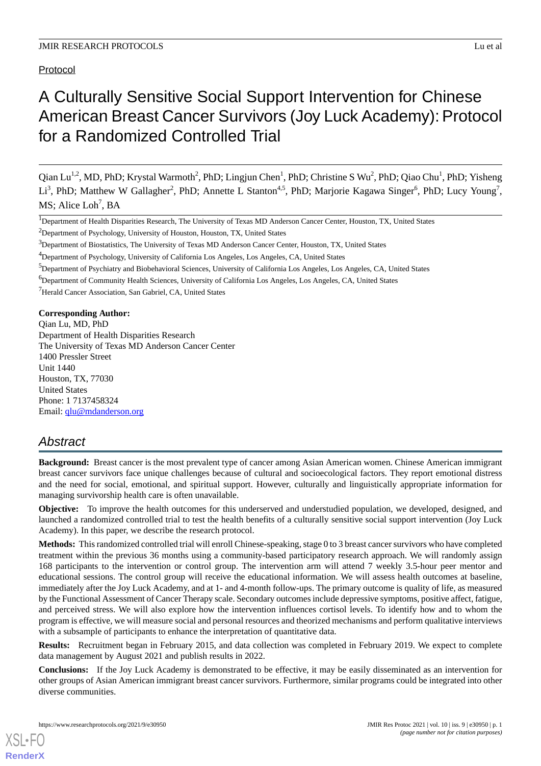Protocol

# A Culturally Sensitive Social Support Intervention for Chinese American Breast Cancer Survivors (Joy Luck Academy): Protocol for a Randomized Controlled Trial

Qian Lu[1,2], MD, PhD; Krystal Warmoth[2], PhD; Lingjun Chen[1], PhD; Christine S Wu[2], PhD; Qiao Chu[1], PhD; Yisheng Li[3], PhD; Matthew W Gallagher[2], PhD; Annette L Stanton[4,5], PhD; Marjorie Kagawa Singer[6], PhD; Lucy Young[7], MS; Alice Loh[7], BA

[1]Department of Health Disparities Research, The University of Texas MD Anderson Cancer Center, Houston, TX, United States

[2]Department of Psychology, University of Houston, Houston, TX, United States

[3]Department of Biostatistics, The University of Texas MD Anderson Cancer Center, Houston, TX, United States

[4]Department of Psychology, University of California Los Angeles, Los Angeles, CA, United States

[5]Department of Psychiatry and Biobehavioral Sciences, University of California Los Angeles, Los Angeles, CA, United States

[6]Department of Community Health Sciences, University of California Los Angeles, Los Angeles, CA, United States

[7]Herald Cancer Association, San Gabriel, CA, United States

**Corresponding Author:**
Qian Lu, MD, PhD
Department of Health Disparities Research
The University of Texas MD Anderson Cancer Center
1400 Pressler Street
Unit 1440
Houston, TX, 77030
United States
Phone: 1 7137458324
Email: qlu@mdanderson.org

## Abstract

**Background:** Breast cancer is the most prevalent type of cancer among Asian American women. Chinese American immigrant breast cancer survivors face unique challenges because of cultural and socioecological factors. They report emotional distress and the need for social, emotional, and spiritual support. However, culturally and linguistically appropriate information for managing survivorship health care is often unavailable.

**Objective:** To improve the health outcomes for this underserved and understudied population, we developed, designed, and launched a randomized controlled trial to test the health benefits of a culturally sensitive social support intervention (Joy Luck Academy). In this paper, we describe the research protocol.

**Methods:** This randomized controlled trial will enroll Chinese-speaking, stage 0 to 3 breast cancer survivors who have completed treatment within the previous 36 months using a community-based participatory research approach. We will randomly assign 168 participants to the intervention or control group. The intervention arm will attend 7 weekly 3.5-hour peer mentor and educational sessions. The control group will receive the educational information. We will assess health outcomes at baseline, immediately after the Joy Luck Academy, and at 1- and 4-month follow-ups. The primary outcome is quality of life, as measured by the Functional Assessment of Cancer Therapy scale. Secondary outcomes include depressive symptoms, positive affect, fatigue, and perceived stress. We will also explore how the intervention influences cortisol levels. To identify how and to whom the program is effective, we will measure social and personal resources and theorized mechanisms and perform qualitative interviews with a subsample of participants to enhance the interpretation of quantitative data.

**Results:** Recruitment began in February 2015, and data collection was completed in February 2019. We expect to complete data management by August 2021 and publish results in 2022.

**Conclusions:** If the Joy Luck Academy is demonstrated to be effective, it may be easily disseminated as an intervention for other groups of Asian American immigrant breast cancer survivors. Furthermore, similar programs could be integrated into other diverse communities.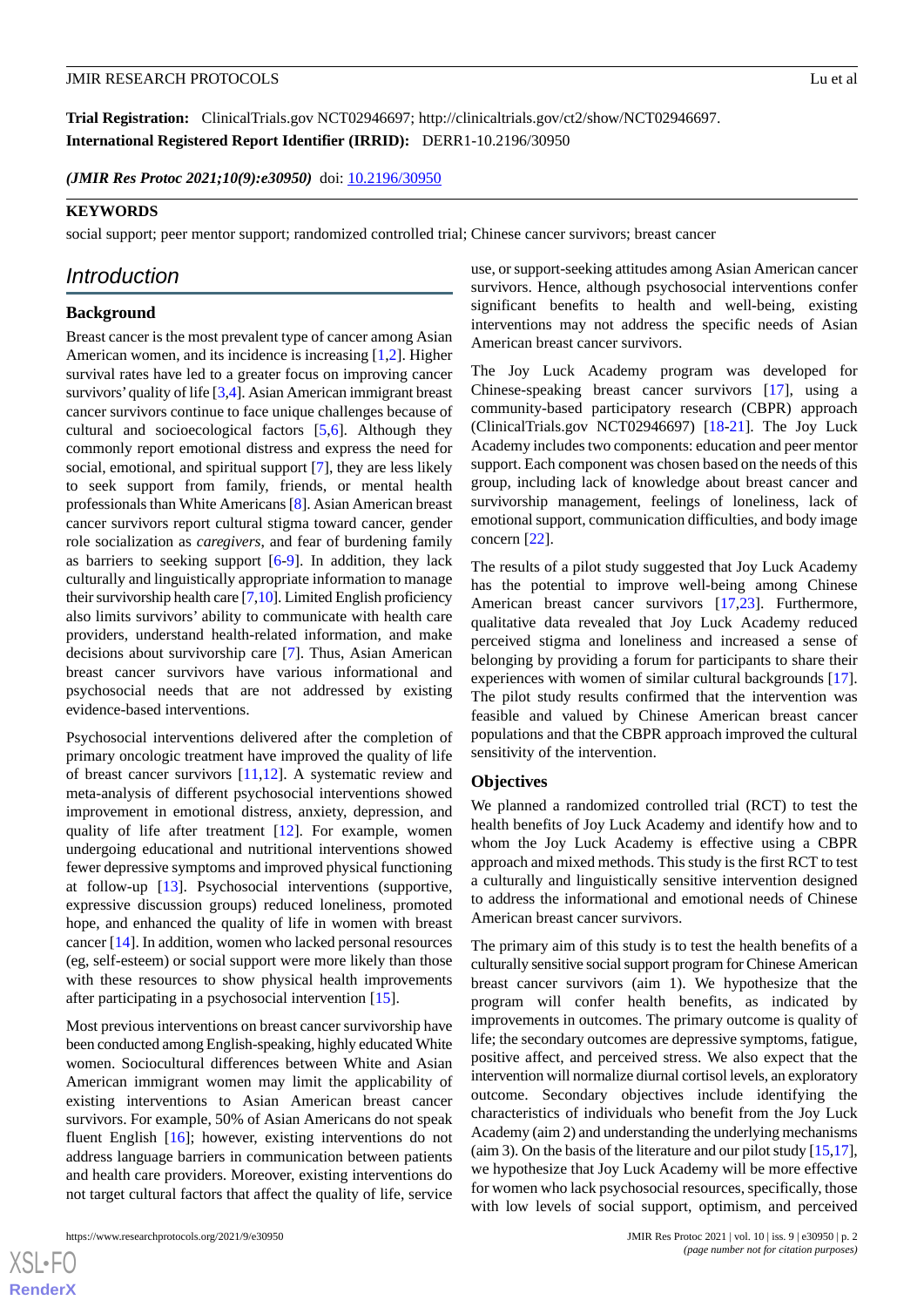**Trial Registration:** ClinicalTrials.gov NCT02946697; http://clinicaltrials.gov/ct2/show/NCT02946697.
**International Registered Report Identifier (IRRID):** DERR1-10.2196/30950

*(JMIR Res Protoc 2021;10(9):e30950)* doi: 10.2196/30950

**KEYWORDS**

social support; peer mentor support; randomized controlled trial; Chinese cancer survivors; breast cancer

## Introduction

### Background

Breast cancer is the most prevalent type of cancer among Asian American women, and its incidence is increasing [1,2]. Higher survival rates have led to a greater focus on improving cancer survivors' quality of life [3,4]. Asian American immigrant breast cancer survivors continue to face unique challenges because of cultural and socioecological factors [5,6]. Although they commonly report emotional distress and express the need for social, emotional, and spiritual support [7], they are less likely to seek support from family, friends, or mental health professionals than White Americans [8]. Asian American breast cancer survivors report cultural stigma toward cancer, gender role socialization as *caregivers*, and fear of burdening family as barriers to seeking support [6-9]. In addition, they lack culturally and linguistically appropriate information to manage their survivorship health care [7,10]. Limited English proficiency also limits survivors' ability to communicate with health care providers, understand health-related information, and make decisions about survivorship care [7]. Thus, Asian American breast cancer survivors have various informational and psychosocial needs that are not addressed by existing evidence-based interventions.

Psychosocial interventions delivered after the completion of primary oncologic treatment have improved the quality of life of breast cancer survivors [11,12]. A systematic review and meta-analysis of different psychosocial interventions showed improvement in emotional distress, anxiety, depression, and quality of life after treatment [12]. For example, women undergoing educational and nutritional interventions showed fewer depressive symptoms and improved physical functioning at follow-up [13]. Psychosocial interventions (supportive, expressive discussion groups) reduced loneliness, promoted hope, and enhanced the quality of life in women with breast cancer [14]. In addition, women who lacked personal resources (eg, self-esteem) or social support were more likely than those with these resources to show physical health improvements after participating in a psychosocial intervention [15].

Most previous interventions on breast cancer survivorship have been conducted among English-speaking, highly educated White women. Sociocultural differences between White and Asian American immigrant women may limit the applicability of existing interventions to Asian American breast cancer survivors. For example, 50% of Asian Americans do not speak fluent English [16]; however, existing interventions do not address language barriers in communication between patients and health care providers. Moreover, existing interventions do not target cultural factors that affect the quality of life, service use, or support-seeking attitudes among Asian American cancer survivors. Hence, although psychosocial interventions confer significant benefits to health and well-being, existing interventions may not address the specific needs of Asian American breast cancer survivors.

The Joy Luck Academy program was developed for Chinese-speaking breast cancer survivors [17], using a community-based participatory research (CBPR) approach (ClinicalTrials.gov NCT02946697) [18-21]. The Joy Luck Academy includes two components: education and peer mentor support. Each component was chosen based on the needs of this group, including lack of knowledge about breast cancer and survivorship management, feelings of loneliness, lack of emotional support, communication difficulties, and body image concern [22].

The results of a pilot study suggested that Joy Luck Academy has the potential to improve well-being among Chinese American breast cancer survivors [17,23]. Furthermore, qualitative data revealed that Joy Luck Academy reduced perceived stigma and loneliness and increased a sense of belonging by providing a forum for participants to share their experiences with women of similar cultural backgrounds [17]. The pilot study results confirmed that the intervention was feasible and valued by Chinese American breast cancer populations and that the CBPR approach improved the cultural sensitivity of the intervention.

### Objectives

We planned a randomized controlled trial (RCT) to test the health benefits of Joy Luck Academy and identify how and to whom the Joy Luck Academy is effective using a CBPR approach and mixed methods. This study is the first RCT to test a culturally and linguistically sensitive intervention designed to address the informational and emotional needs of Chinese American breast cancer survivors.

The primary aim of this study is to test the health benefits of a culturally sensitive social support program for Chinese American breast cancer survivors (aim 1). We hypothesize that the program will confer health benefits, as indicated by improvements in outcomes. The primary outcome is quality of life; the secondary outcomes are depressive symptoms, fatigue, positive affect, and perceived stress. We also expect that the intervention will normalize diurnal cortisol levels, an exploratory outcome. Secondary objectives include identifying the characteristics of individuals who benefit from the Joy Luck Academy (aim 2) and understanding the underlying mechanisms (aim 3). On the basis of the literature and our pilot study [15,17], we hypothesize that Joy Luck Academy will be more effective for women who lack psychosocial resources, specifically, those with low levels of social support, optimism, and perceived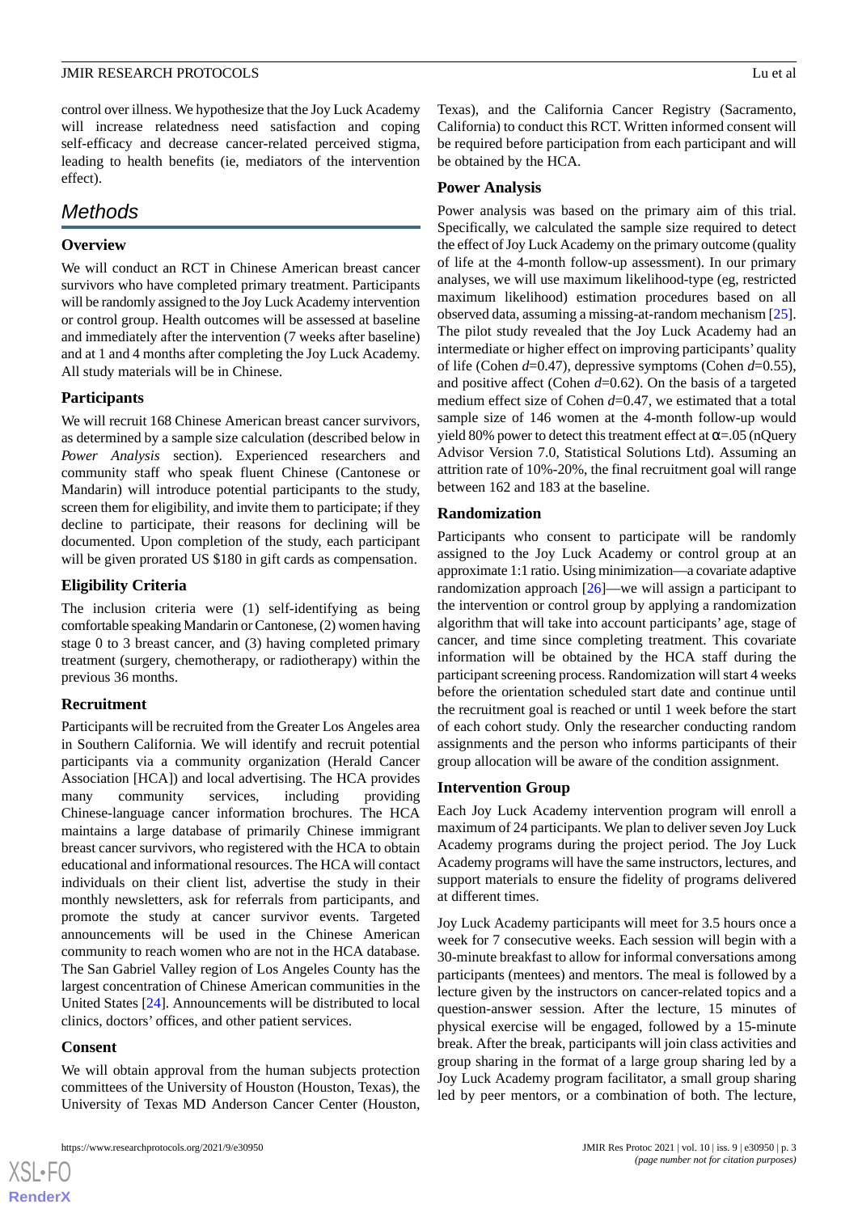control over illness. We hypothesize that the Joy Luck Academy will increase relatedness need satisfaction and coping self-efficacy and decrease cancer-related perceived stigma, leading to health benefits (ie, mediators of the intervention effect).

## Methods

### Overview

We will conduct an RCT in Chinese American breast cancer survivors who have completed primary treatment. Participants will be randomly assigned to the Joy Luck Academy intervention or control group. Health outcomes will be assessed at baseline and immediately after the intervention (7 weeks after baseline) and at 1 and 4 months after completing the Joy Luck Academy. All study materials will be in Chinese.

### Participants

We will recruit 168 Chinese American breast cancer survivors, as determined by a sample size calculation (described below in *Power Analysis* section). Experienced researchers and community staff who speak fluent Chinese (Cantonese or Mandarin) will introduce potential participants to the study, screen them for eligibility, and invite them to participate; if they decline to participate, their reasons for declining will be documented. Upon completion of the study, each participant will be given prorated US $180 in gift cards as compensation.

### Eligibility Criteria

The inclusion criteria were (1) self-identifying as being comfortable speaking Mandarin or Cantonese, (2) women having stage 0 to 3 breast cancer, and (3) having completed primary treatment (surgery, chemotherapy, or radiotherapy) within the previous 36 months.

### Recruitment

Participants will be recruited from the Greater Los Angeles area in Southern California. We will identify and recruit potential participants via a community organization (Herald Cancer Association [HCA]) and local advertising. The HCA provides many community services, including providing Chinese-language cancer information brochures. The HCA maintains a large database of primarily Chinese immigrant breast cancer survivors, who registered with the HCA to obtain educational and informational resources. The HCA will contact individuals on their client list, advertise the study in their monthly newsletters, ask for referrals from participants, and promote the study at cancer survivor events. Targeted announcements will be used in the Chinese American community to reach women who are not in the HCA database. The San Gabriel Valley region of Los Angeles County has the largest concentration of Chinese American communities in the United States [24]. Announcements will be distributed to local clinics, doctors' offices, and other patient services.

### Consent

We will obtain approval from the human subjects protection committees of the University of Houston (Houston, Texas), the University of Texas MD Anderson Cancer Center (Houston, Texas), and the California Cancer Registry (Sacramento, California) to conduct this RCT. Written informed consent will be required before participation from each participant and will be obtained by the HCA.

### Power Analysis

Power analysis was based on the primary aim of this trial. Specifically, we calculated the sample size required to detect the effect of Joy Luck Academy on the primary outcome (quality of life at the 4-month follow-up assessment). In our primary analyses, we will use maximum likelihood-type (eg, restricted maximum likelihood) estimation procedures based on all observed data, assuming a missing-at-random mechanism [25]. The pilot study revealed that the Joy Luck Academy had an intermediate or higher effect on improving participants' quality of life (Cohen $d$=0.47), depressive symptoms (Cohen $d$=0.55), and positive affect (Cohen $d$=0.62). On the basis of a targeted medium effect size of Cohen $d$=0.47, we estimated that a total sample size of 146 women at the 4-month follow-up would yield 80% power to detect this treatment effect at $\alpha$=.05 (nQuery Advisor Version 7.0, Statistical Solutions Ltd). Assuming an attrition rate of 10%-20%, the final recruitment goal will range between 162 and 183 at the baseline.

### Randomization

Participants who consent to participate will be randomly assigned to the Joy Luck Academy or control group at an approximate 1:1 ratio. Using minimization—a covariate adaptive randomization approach [26]—we will assign a participant to the intervention or control group by applying a randomization algorithm that will take into account participants' age, stage of cancer, and time since completing treatment. This covariate information will be obtained by the HCA staff during the participant screening process. Randomization will start 4 weeks before the orientation scheduled start date and continue until the recruitment goal is reached or until 1 week before the start of each cohort study. Only the researcher conducting random assignments and the person who informs participants of their group allocation will be aware of the condition assignment.

### Intervention Group

Each Joy Luck Academy intervention program will enroll a maximum of 24 participants. We plan to deliver seven Joy Luck Academy programs during the project period. The Joy Luck Academy programs will have the same instructors, lectures, and support materials to ensure the fidelity of programs delivered at different times.

Joy Luck Academy participants will meet for 3.5 hours once a week for 7 consecutive weeks. Each session will begin with a 30-minute breakfast to allow for informal conversations among participants (mentees) and mentors. The meal is followed by a lecture given by the instructors on cancer-related topics and a question-answer session. After the lecture, 15 minutes of physical exercise will be engaged, followed by a 15-minute break. After the break, participants will join class activities and group sharing in the format of a large group sharing led by a Joy Luck Academy program facilitator, a small group sharing led by peer mentors, or a combination of both. The lecture,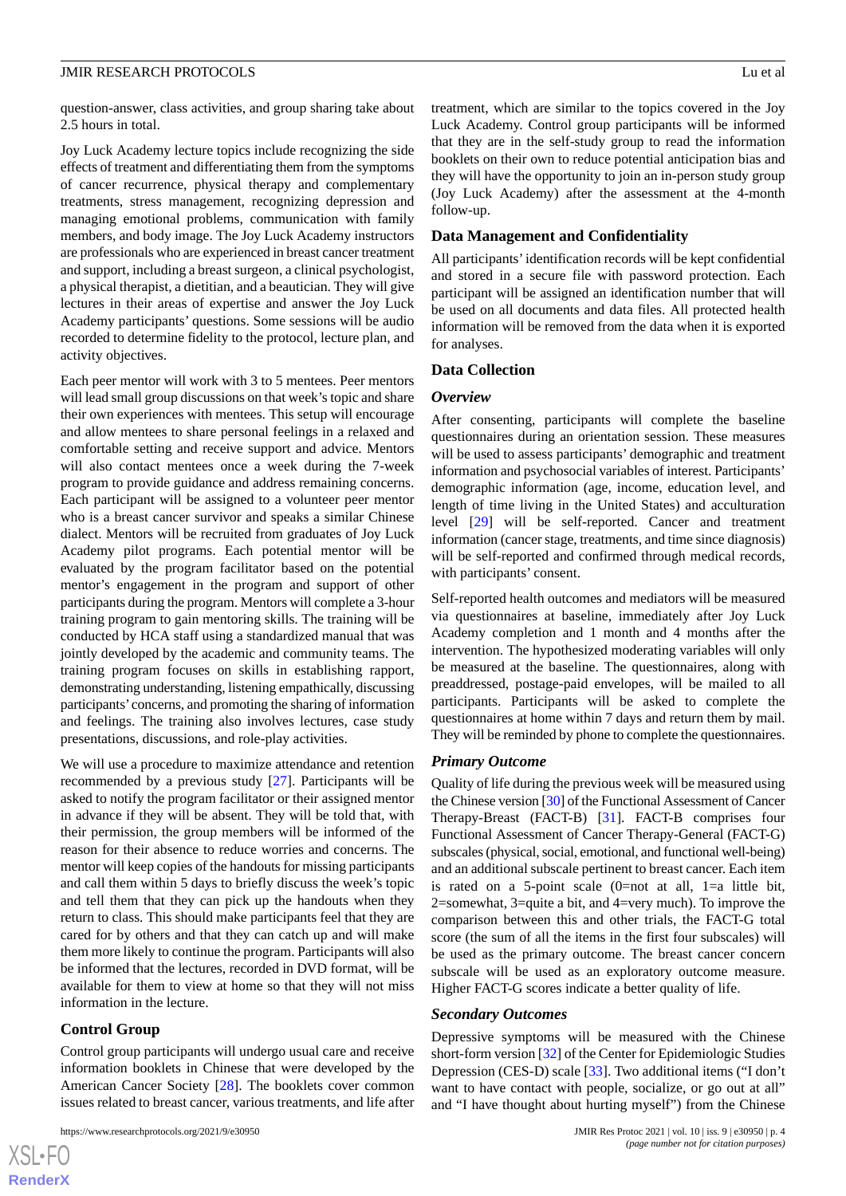question-answer, class activities, and group sharing take about 2.5 hours in total.

Joy Luck Academy lecture topics include recognizing the side effects of treatment and differentiating them from the symptoms of cancer recurrence, physical therapy and complementary treatments, stress management, recognizing depression and managing emotional problems, communication with family members, and body image. The Joy Luck Academy instructors are professionals who are experienced in breast cancer treatment and support, including a breast surgeon, a clinical psychologist, a physical therapist, a dietitian, and a beautician. They will give lectures in their areas of expertise and answer the Joy Luck Academy participants' questions. Some sessions will be audio recorded to determine fidelity to the protocol, lecture plan, and activity objectives.

Each peer mentor will work with 3 to 5 mentees. Peer mentors will lead small group discussions on that week's topic and share their own experiences with mentees. This setup will encourage and allow mentees to share personal feelings in a relaxed and comfortable setting and receive support and advice. Mentors will also contact mentees once a week during the 7-week program to provide guidance and address remaining concerns. Each participant will be assigned to a volunteer peer mentor who is a breast cancer survivor and speaks a similar Chinese dialect. Mentors will be recruited from graduates of Joy Luck Academy pilot programs. Each potential mentor will be evaluated by the program facilitator based on the potential mentor's engagement in the program and support of other participants during the program. Mentors will complete a 3-hour training program to gain mentoring skills. The training will be conducted by HCA staff using a standardized manual that was jointly developed by the academic and community teams. The training program focuses on skills in establishing rapport, demonstrating understanding, listening empathically, discussing participants' concerns, and promoting the sharing of information and feelings. The training also involves lectures, case study presentations, discussions, and role-play activities.

We will use a procedure to maximize attendance and retention recommended by a previous study [27]. Participants will be asked to notify the program facilitator or their assigned mentor in advance if they will be absent. They will be told that, with their permission, the group members will be informed of the reason for their absence to reduce worries and concerns. The mentor will keep copies of the handouts for missing participants and call them within 5 days to briefly discuss the week's topic and tell them that they can pick up the handouts when they return to class. This should make participants feel that they are cared for by others and that they can catch up and will make them more likely to continue the program. Participants will also be informed that the lectures, recorded in DVD format, will be available for them to view at home so that they will not miss information in the lecture.

### Control Group

Control group participants will undergo usual care and receive information booklets in Chinese that were developed by the American Cancer Society [28]. The booklets cover common issues related to breast cancer, various treatments, and life after treatment, which are similar to the topics covered in the Joy Luck Academy. Control group participants will be informed that they are in the self-study group to read the information booklets on their own to reduce potential anticipation bias and they will have the opportunity to join an in-person study group (Joy Luck Academy) after the assessment at the 4-month follow-up.

### Data Management and Confidentiality

All participants' identification records will be kept confidential and stored in a secure file with password protection. Each participant will be assigned an identification number that will be used on all documents and data files. All protected health information will be removed from the data when it is exported for analyses.

### Data Collection

#### *Overview*

After consenting, participants will complete the baseline questionnaires during an orientation session. These measures will be used to assess participants' demographic and treatment information and psychosocial variables of interest. Participants' demographic information (age, income, education level, and length of time living in the United States) and acculturation level [29] will be self-reported. Cancer and treatment information (cancer stage, treatments, and time since diagnosis) will be self-reported and confirmed through medical records, with participants' consent.

Self-reported health outcomes and mediators will be measured via questionnaires at baseline, immediately after Joy Luck Academy completion and 1 month and 4 months after the intervention. The hypothesized moderating variables will only be measured at the baseline. The questionnaires, along with preaddressed, postage-paid envelopes, will be mailed to all participants. Participants will be asked to complete the questionnaires at home within 7 days and return them by mail. They will be reminded by phone to complete the questionnaires.

#### *Primary Outcome*

Quality of life during the previous week will be measured using the Chinese version [30] of the Functional Assessment of Cancer Therapy-Breast (FACT-B) [31]. FACT-B comprises four Functional Assessment of Cancer Therapy-General (FACT-G) subscales (physical, social, emotional, and functional well-being) and an additional subscale pertinent to breast cancer. Each item is rated on a 5-point scale (0=not at all, 1=a little bit, 2=somewhat, 3=quite a bit, and 4=very much). To improve the comparison between this and other trials, the FACT-G total score (the sum of all the items in the first four subscales) will be used as the primary outcome. The breast cancer concern subscale will be used as an exploratory outcome measure. Higher FACT-G scores indicate a better quality of life.

#### *Secondary Outcomes*

Depressive symptoms will be measured with the Chinese short-form version [32] of the Center for Epidemiologic Studies Depression (CES-D) scale [33]. Two additional items ("I don't want to have contact with people, socialize, or go out at all" and "I have thought about hurting myself") from the Chinese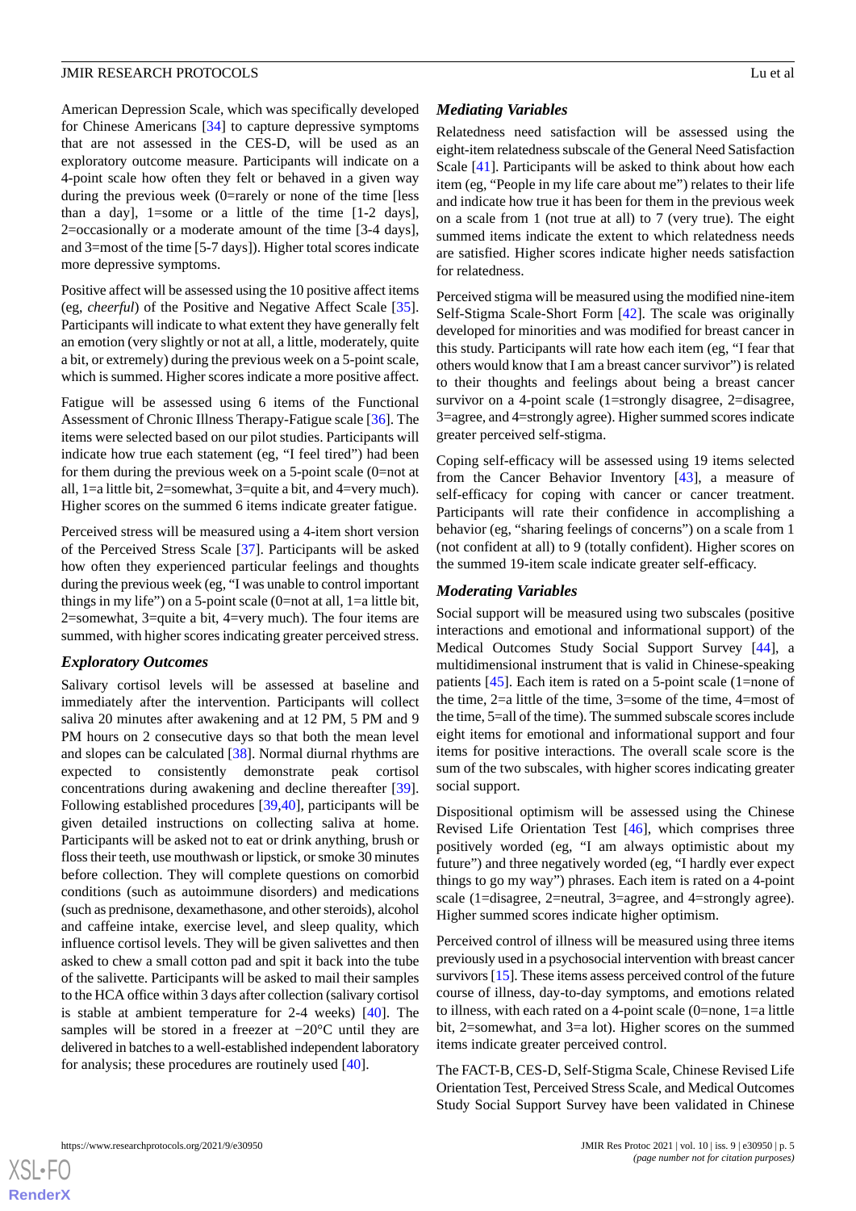American Depression Scale, which was specifically developed for Chinese Americans [34] to capture depressive symptoms that are not assessed in the CES-D, will be used as an exploratory outcome measure. Participants will indicate on a 4-point scale how often they felt or behaved in a given way during the previous week (0=rarely or none of the time [less than a day], 1=some or a little of the time [1-2 days], 2=occasionally or a moderate amount of the time [3-4 days], and 3=most of the time [5-7 days]). Higher total scores indicate more depressive symptoms.

Positive affect will be assessed using the 10 positive affect items (eg, *cheerful*) of the Positive and Negative Affect Scale [35]. Participants will indicate to what extent they have generally felt an emotion (very slightly or not at all, a little, moderately, quite a bit, or extremely) during the previous week on a 5-point scale, which is summed. Higher scores indicate a more positive affect.

Fatigue will be assessed using 6 items of the Functional Assessment of Chronic Illness Therapy-Fatigue scale [36]. The items were selected based on our pilot studies. Participants will indicate how true each statement (eg, "I feel tired") had been for them during the previous week on a 5-point scale (0=not at all, 1=a little bit, 2=somewhat, 3=quite a bit, and 4=very much). Higher scores on the summed 6 items indicate greater fatigue.

Perceived stress will be measured using a 4-item short version of the Perceived Stress Scale [37]. Participants will be asked how often they experienced particular feelings and thoughts during the previous week (eg, "I was unable to control important things in my life") on a 5-point scale (0=not at all, 1=a little bit, 2=somewhat, 3=quite a bit, 4=very much). The four items are summed, with higher scores indicating greater perceived stress.

### Exploratory Outcomes

Salivary cortisol levels will be assessed at baseline and immediately after the intervention. Participants will collect saliva 20 minutes after awakening and at 12 PM, 5 PM and 9 PM hours on 2 consecutive days so that both the mean level and slopes can be calculated [38]. Normal diurnal rhythms are expected to consistently demonstrate peak cortisol concentrations during awakening and decline thereafter [39]. Following established procedures [39,40], participants will be given detailed instructions on collecting saliva at home. Participants will be asked not to eat or drink anything, brush or floss their teeth, use mouthwash or lipstick, or smoke 30 minutes before collection. They will complete questions on comorbid conditions (such as autoimmune disorders) and medications (such as prednisone, dexamethasone, and other steroids), alcohol and caffeine intake, exercise level, and sleep quality, which influence cortisol levels. They will be given salivettes and then asked to chew a small cotton pad and spit it back into the tube of the salivette. Participants will be asked to mail their samples to the HCA office within 3 days after collection (salivary cortisol is stable at ambient temperature for 2-4 weeks) [40]. The samples will be stored in a freezer at −20°C until they are delivered in batches to a well-established independent laboratory for analysis; these procedures are routinely used [40].

### Mediating Variables

Relatedness need satisfaction will be assessed using the eight-item relatedness subscale of the General Need Satisfaction Scale [41]. Participants will be asked to think about how each item (eg, "People in my life care about me") relates to their life and indicate how true it has been for them in the previous week on a scale from 1 (not true at all) to 7 (very true). The eight summed items indicate the extent to which relatedness needs are satisfied. Higher scores indicate higher needs satisfaction for relatedness.

Perceived stigma will be measured using the modified nine-item Self-Stigma Scale-Short Form [42]. The scale was originally developed for minorities and was modified for breast cancer in this study. Participants will rate how each item (eg, "I fear that others would know that I am a breast cancer survivor") is related to their thoughts and feelings about being a breast cancer survivor on a 4-point scale (1=strongly disagree, 2=disagree, 3=agree, and 4=strongly agree). Higher summed scores indicate greater perceived self-stigma.

Coping self-efficacy will be assessed using 19 items selected from the Cancer Behavior Inventory [43], a measure of self-efficacy for coping with cancer or cancer treatment. Participants will rate their confidence in accomplishing a behavior (eg, "sharing feelings of concerns") on a scale from 1 (not confident at all) to 9 (totally confident). Higher scores on the summed 19-item scale indicate greater self-efficacy.

### Moderating Variables

Social support will be measured using two subscales (positive interactions and emotional and informational support) of the Medical Outcomes Study Social Support Survey [44], a multidimensional instrument that is valid in Chinese-speaking patients [45]. Each item is rated on a 5-point scale (1=none of the time, 2=a little of the time, 3=some of the time, 4=most of the time, 5=all of the time). The summed subscale scores include eight items for emotional and informational support and four items for positive interactions. The overall scale score is the sum of the two subscales, with higher scores indicating greater social support.

Dispositional optimism will be assessed using the Chinese Revised Life Orientation Test [46], which comprises three positively worded (eg, "I am always optimistic about my future") and three negatively worded (eg, "I hardly ever expect things to go my way") phrases. Each item is rated on a 4-point scale (1=disagree, 2=neutral, 3=agree, and 4=strongly agree). Higher summed scores indicate higher optimism.

Perceived control of illness will be measured using three items previously used in a psychosocial intervention with breast cancer survivors [15]. These items assess perceived control of the future course of illness, day-to-day symptoms, and emotions related to illness, with each rated on a 4-point scale (0=none, 1=a little bit, 2=somewhat, and 3=a lot). Higher scores on the summed items indicate greater perceived control.

The FACT-B, CES-D, Self-Stigma Scale, Chinese Revised Life Orientation Test, Perceived Stress Scale, and Medical Outcomes Study Social Support Survey have been validated in Chinese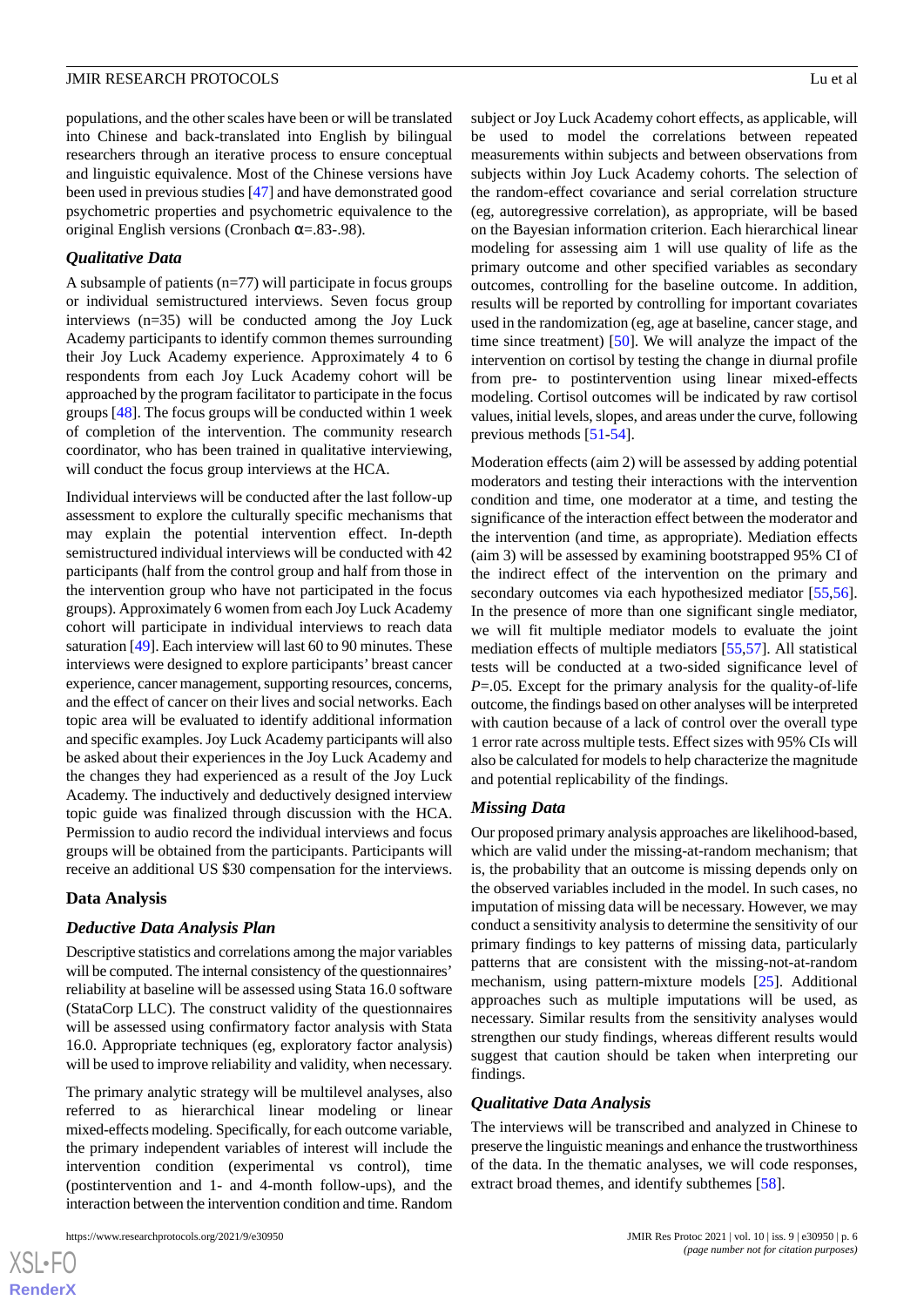populations, and the other scales have been or will be translated into Chinese and back-translated into English by bilingual researchers through an iterative process to ensure conceptual and linguistic equivalence. Most of the Chinese versions have been used in previous studies [47] and have demonstrated good psychometric properties and psychometric equivalence to the original English versions (Cronbach α=.83-.98).

### *Qualitative Data*

A subsample of patients (n=77) will participate in focus groups or individual semistructured interviews. Seven focus group interviews (n=35) will be conducted among the Joy Luck Academy participants to identify common themes surrounding their Joy Luck Academy experience. Approximately 4 to 6 respondents from each Joy Luck Academy cohort will be approached by the program facilitator to participate in the focus groups [48]. The focus groups will be conducted within 1 week of completion of the intervention. The community research coordinator, who has been trained in qualitative interviewing, will conduct the focus group interviews at the HCA.

Individual interviews will be conducted after the last follow-up assessment to explore the culturally specific mechanisms that may explain the potential intervention effect. In-depth semistructured individual interviews will be conducted with 42 participants (half from the control group and half from those in the intervention group who have not participated in the focus groups). Approximately 6 women from each Joy Luck Academy cohort will participate in individual interviews to reach data saturation [49]. Each interview will last 60 to 90 minutes. These interviews were designed to explore participants' breast cancer experience, cancer management, supporting resources, concerns, and the effect of cancer on their lives and social networks. Each topic area will be evaluated to identify additional information and specific examples. Joy Luck Academy participants will also be asked about their experiences in the Joy Luck Academy and the changes they had experienced as a result of the Joy Luck Academy. The inductively and deductively designed interview topic guide was finalized through discussion with the HCA. Permission to audio record the individual interviews and focus groups will be obtained from the participants. Participants will receive an additional US $30 compensation for the interviews.

## Data Analysis

### *Deductive Data Analysis Plan*

Descriptive statistics and correlations among the major variables will be computed. The internal consistency of the questionnaires' reliability at baseline will be assessed using Stata 16.0 software (StataCorp LLC). The construct validity of the questionnaires will be assessed using confirmatory factor analysis with Stata 16.0. Appropriate techniques (eg, exploratory factor analysis) will be used to improve reliability and validity, when necessary.

The primary analytic strategy will be multilevel analyses, also referred to as hierarchical linear modeling or linear mixed-effects modeling. Specifically, for each outcome variable, the primary independent variables of interest will include the intervention condition (experimental vs control), time (postintervention and 1- and 4-month follow-ups), and the interaction between the intervention condition and time. Random subject or Joy Luck Academy cohort effects, as applicable, will be used to model the correlations between repeated measurements within subjects and between observations from subjects within Joy Luck Academy cohorts. The selection of the random-effect covariance and serial correlation structure (eg, autoregressive correlation), as appropriate, will be based on the Bayesian information criterion. Each hierarchical linear modeling for assessing aim 1 will use quality of life as the primary outcome and other specified variables as secondary outcomes, controlling for the baseline outcome. In addition, results will be reported by controlling for important covariates used in the randomization (eg, age at baseline, cancer stage, and time since treatment) [50]. We will analyze the impact of the intervention on cortisol by testing the change in diurnal profile from pre- to postintervention using linear mixed-effects modeling. Cortisol outcomes will be indicated by raw cortisol values, initial levels, slopes, and areas under the curve, following previous methods [51-54].

Moderation effects (aim 2) will be assessed by adding potential moderators and testing their interactions with the intervention condition and time, one moderator at a time, and testing the significance of the interaction effect between the moderator and the intervention (and time, as appropriate). Mediation effects (aim 3) will be assessed by examining bootstrapped 95% CI of the indirect effect of the intervention on the primary and secondary outcomes via each hypothesized mediator [55,56]. In the presence of more than one significant single mediator, we will fit multiple mediator models to evaluate the joint mediation effects of multiple mediators [55,57]. All statistical tests will be conducted at a two-sided significance level of *P*=.05. Except for the primary analysis for the quality-of-life outcome, the findings based on other analyses will be interpreted with caution because of a lack of control over the overall type 1 error rate across multiple tests. Effect sizes with 95% CIs will also be calculated for models to help characterize the magnitude and potential replicability of the findings.

### *Missing Data*

Our proposed primary analysis approaches are likelihood-based, which are valid under the missing-at-random mechanism; that is, the probability that an outcome is missing depends only on the observed variables included in the model. In such cases, no imputation of missing data will be necessary. However, we may conduct a sensitivity analysis to determine the sensitivity of our primary findings to key patterns of missing data, particularly patterns that are consistent with the missing-not-at-random mechanism, using pattern-mixture models [25]. Additional approaches such as multiple imputations will be used, as necessary. Similar results from the sensitivity analyses would strengthen our study findings, whereas different results would suggest that caution should be taken when interpreting our findings.

### *Qualitative Data Analysis*

The interviews will be transcribed and analyzed in Chinese to preserve the linguistic meanings and enhance the trustworthiness of the data. In the thematic analyses, we will code responses, extract broad themes, and identify subthemes [58].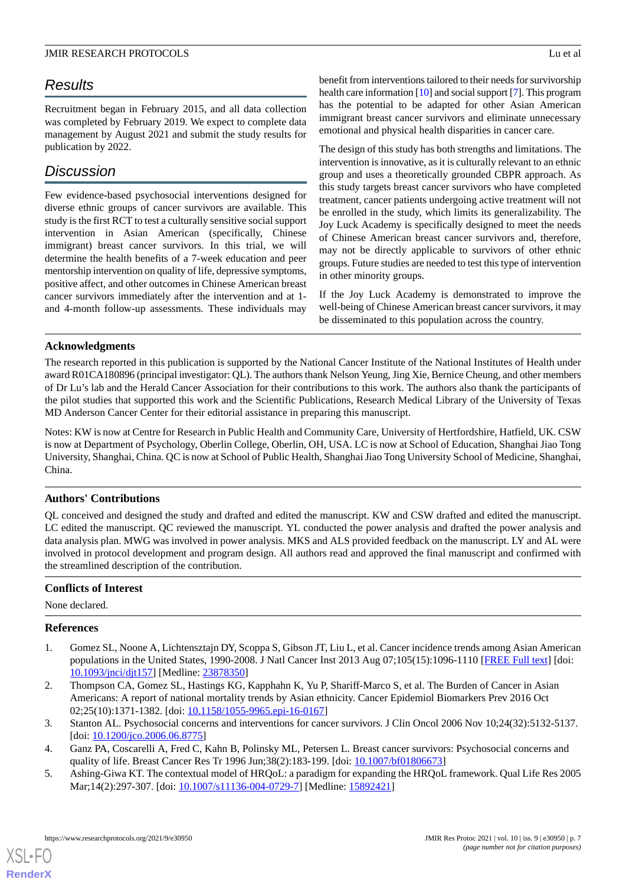## Results

Recruitment began in February 2015, and all data collection was completed by February 2019. We expect to complete data management by August 2021 and submit the study results for publication by 2022.

## Discussion

Few evidence-based psychosocial interventions designed for diverse ethnic groups of cancer survivors are available. This study is the first RCT to test a culturally sensitive social support intervention in Asian American (specifically, Chinese immigrant) breast cancer survivors. In this trial, we will determine the health benefits of a 7-week education and peer mentorship intervention on quality of life, depressive symptoms, positive affect, and other outcomes in Chinese American breast cancer survivors immediately after the intervention and at 1- and 4-month follow-up assessments. These individuals may benefit from interventions tailored to their needs for survivorship health care information [10] and social support [7]. This program has the potential to be adapted for other Asian American immigrant breast cancer survivors and eliminate unnecessary emotional and physical health disparities in cancer care.

The design of this study has both strengths and limitations. The intervention is innovative, as it is culturally relevant to an ethnic group and uses a theoretically grounded CBPR approach. As this study targets breast cancer survivors who have completed treatment, cancer patients undergoing active treatment will not be enrolled in the study, which limits its generalizability. The Joy Luck Academy is specifically designed to meet the needs of Chinese American breast cancer survivors and, therefore, may not be directly applicable to survivors of other ethnic groups. Future studies are needed to test this type of intervention in other minority groups.

If the Joy Luck Academy is demonstrated to improve the well-being of Chinese American breast cancer survivors, it may be disseminated to this population across the country.

### Acknowledgments

The research reported in this publication is supported by the National Cancer Institute of the National Institutes of Health under award R01CA180896 (principal investigator: QL). The authors thank Nelson Yeung, Jing Xie, Bernice Cheung, and other members of Dr Lu's lab and the Herald Cancer Association for their contributions to this work. The authors also thank the participants of the pilot studies that supported this work and the Scientific Publications, Research Medical Library of the University of Texas MD Anderson Cancer Center for their editorial assistance in preparing this manuscript.

Notes: KW is now at Centre for Research in Public Health and Community Care, University of Hertfordshire, Hatfield, UK. CSW is now at Department of Psychology, Oberlin College, Oberlin, OH, USA. LC is now at School of Education, Shanghai Jiao Tong University, Shanghai, China. QC is now at School of Public Health, Shanghai Jiao Tong University School of Medicine, Shanghai, China.

### Authors' Contributions

QL conceived and designed the study and drafted and edited the manuscript. KW and CSW drafted and edited the manuscript. LC edited the manuscript. QC reviewed the manuscript. YL conducted the power analysis and drafted the power analysis and data analysis plan. MWG was involved in power analysis. MKS and ALS provided feedback on the manuscript. LY and AL were involved in protocol development and program design. All authors read and approved the final manuscript and confirmed with the streamlined description of the contribution.

### Conflicts of Interest

None declared.

### References

1. Gomez SL, Noone A, Lichtensztajn DY, Scoppa S, Gibson JT, Liu L, et al. Cancer incidence trends among Asian American populations in the United States, 1990-2008. J Natl Cancer Inst 2013 Aug 07;105(15):1096-1110 [FREE Full text] [doi: 10.1093/jnci/djt157] [Medline: 23878350]
2. Thompson CA, Gomez SL, Hastings KG, Kapphahn K, Yu P, Shariff-Marco S, et al. The Burden of Cancer in Asian Americans: A report of national mortality trends by Asian ethnicity. Cancer Epidemiol Biomarkers Prev 2016 Oct 02;25(10):1371-1382. [doi: 10.1158/1055-9965.epi-16-0167]
3. Stanton AL. Psychosocial concerns and interventions for cancer survivors. J Clin Oncol 2006 Nov 10;24(32):5132-5137. [doi: 10.1200/jco.2006.06.8775]
4. Ganz PA, Coscarelli A, Fred C, Kahn B, Polinsky ML, Petersen L. Breast cancer survivors: Psychosocial concerns and quality of life. Breast Cancer Res Tr 1996 Jun;38(2):183-199. [doi: 10.1007/bf01806673]
5. Ashing-Giwa KT. The contextual model of HRQoL: a paradigm for expanding the HRQoL framework. Qual Life Res 2005 Mar;14(2):297-307. [doi: 10.1007/s11136-004-0729-7] [Medline: 15892421]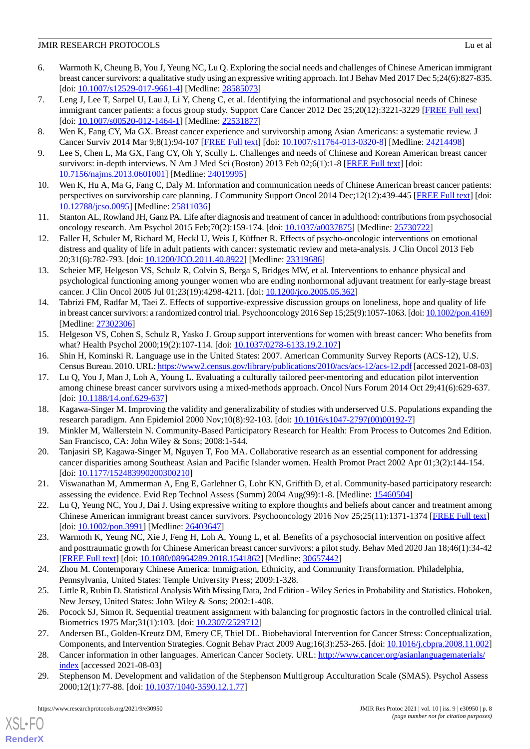6. Warmoth K, Cheung B, You J, Yeung NC, Lu Q. Exploring the social needs and challenges of Chinese American immigrant breast cancer survivors: a qualitative study using an expressive writing approach. Int J Behav Med 2017 Dec 5;24(6):827-835. [doi: 10.1007/s12529-017-9661-4] [Medline: 28585073]
7. Leng J, Lee T, Sarpel U, Lau J, Li Y, Cheng C, et al. Identifying the informational and psychosocial needs of Chinese immigrant cancer patients: a focus group study. Support Care Cancer 2012 Dec 25;20(12):3221-3229 [FREE Full text] [doi: 10.1007/s00520-012-1464-1] [Medline: 22531877]
8. Wen K, Fang CY, Ma GX. Breast cancer experience and survivorship among Asian Americans: a systematic review. J Cancer Surviv 2014 Mar 9;8(1):94-107 [FREE Full text] [doi: 10.1007/s11764-013-0320-8] [Medline: 24214498]
9. Lee S, Chen L, Ma GX, Fang CY, Oh Y, Scully L. Challenges and needs of Chinese and Korean American breast cancer survivors: in-depth interviews. N Am J Med Sci (Boston) 2013 Feb 02;6(1):1-8 [FREE Full text] [doi: 10.7156/najms.2013.0601001] [Medline: 24019995]
10. Wen K, Hu A, Ma G, Fang C, Daly M. Information and communication needs of Chinese American breast cancer patients: perspectives on survivorship care planning. J Community Support Oncol 2014 Dec;12(12):439-445 [FREE Full text] [doi: 10.12788/jcso.0095] [Medline: 25811036]
11. Stanton AL, Rowland JH, Ganz PA. Life after diagnosis and treatment of cancer in adulthood: contributions from psychosocial oncology research. Am Psychol 2015 Feb;70(2):159-174. [doi: 10.1037/a0037875] [Medline: 25730722]
12. Faller H, Schuler M, Richard M, Heckl U, Weis J, Küffner R. Effects of psycho-oncologic interventions on emotional distress and quality of life in adult patients with cancer: systematic review and meta-analysis. J Clin Oncol 2013 Feb 20;31(6):782-793. [doi: 10.1200/JCO.2011.40.8922] [Medline: 23319686]
13. Scheier MF, Helgeson VS, Schulz R, Colvin S, Berga S, Bridges MW, et al. Interventions to enhance physical and psychological functioning among younger women who are ending nonhormonal adjuvant treatment for early-stage breast cancer. J Clin Oncol 2005 Jul 01;23(19):4298-4211. [doi: 10.1200/jco.2005.05.362]
14. Tabrizi FM, Radfar M, Taei Z. Effects of supportive-expressive discussion groups on loneliness, hope and quality of life in breast cancer survivors: a randomized control trial. Psychooncology 2016 Sep 15;25(9):1057-1063. [doi: 10.1002/pon.4169] [Medline: 27302306]
15. Helgeson VS, Cohen S, Schulz R, Yasko J. Group support interventions for women with breast cancer: Who benefits from what? Health Psychol 2000;19(2):107-114. [doi: 10.1037/0278-6133.19.2.107]
16. Shin H, Kominski R. Language use in the United States: 2007. American Community Survey Reports (ACS-12), U.S. Census Bureau. 2010. URL: https://www2.census.gov/library/publications/2010/acs/acs-12/acs-12.pdf [accessed 2021-08-03]
17. Lu Q, You J, Man J, Loh A, Young L. Evaluating a culturally tailored peer-mentoring and education pilot intervention among chinese breast cancer survivors using a mixed-methods approach. Oncol Nurs Forum 2014 Oct 29;41(6):629-637. [doi: 10.1188/14.onf.629-637]
18. Kagawa-Singer M. Improving the validity and generalizability of studies with underserved U.S. Populations expanding the research paradigm. Ann Epidemiol 2000 Nov;10(8):92-103. [doi: 10.1016/s1047-2797(00)00192-7]
19. Minkler M, Wallerstein N. Community-Based Participatory Research for Health: From Process to Outcomes 2nd Edition. San Francisco, CA: John Wiley & Sons; 2008:1-544.
20. Tanjasiri SP, Kagawa-Singer M, Nguyen T, Foo MA. Collaborative research as an essential component for addressing cancer disparities among Southeast Asian and Pacific Islander women. Health Promot Pract 2002 Apr 01;3(2):144-154. [doi: 10.1177/152483990200300210]
21. Viswanathan M, Ammerman A, Eng E, Garlehner G, Lohr KN, Griffith D, et al. Community-based participatory research: assessing the evidence. Evid Rep Technol Assess (Summ) 2004 Aug(99):1-8. [Medline: 15460504]
22. Lu Q, Yeung NC, You J, Dai J. Using expressive writing to explore thoughts and beliefs about cancer and treatment among Chinese American immigrant breast cancer survivors. Psychooncology 2016 Nov 25;25(11):1371-1374 [FREE Full text] [doi: 10.1002/pon.3991] [Medline: 26403647]
23. Warmoth K, Yeung NC, Xie J, Feng H, Loh A, Young L, et al. Benefits of a psychosocial intervention on positive affect and posttraumatic growth for Chinese American breast cancer survivors: a pilot study. Behav Med 2020 Jan 18;46(1):34-42 [FREE Full text] [doi: 10.1080/08964289.2018.1541862] [Medline: 30657442]
24. Zhou M. Contemporary Chinese America: Immigration, Ethnicity, and Community Transformation. Philadelphia, Pennsylvania, United States: Temple University Press; 2009:1-328.
25. Little R, Rubin D. Statistical Analysis With Missing Data, 2nd Edition - Wiley Series in Probability and Statistics. Hoboken, New Jersey, United States: John Wiley & Sons; 2002:1-408.
26. Pocock SJ, Simon R. Sequential treatment assignment with balancing for prognostic factors in the controlled clinical trial. Biometrics 1975 Mar;31(1):103. [doi: 10.2307/2529712]
27. Andersen BL, Golden-Kreutz DM, Emery CF, Thiel DL. Biobehavioral Intervention for Cancer Stress: Conceptualization, Components, and Intervention Strategies. Cognit Behav Pract 2009 Aug;16(3):253-265. [doi: 10.1016/j.cbpra.2008.11.002]
28. Cancer information in other languages. American Cancer Society. URL: http://www.cancer.org/asianlanguagematerials/index [accessed 2021-08-03]
29. Stephenson M. Development and validation of the Stephenson Multigroup Acculturation Scale (SMAS). Psychol Assess 2000;12(1):77-88. [doi: 10.1037/1040-3590.12.1.77]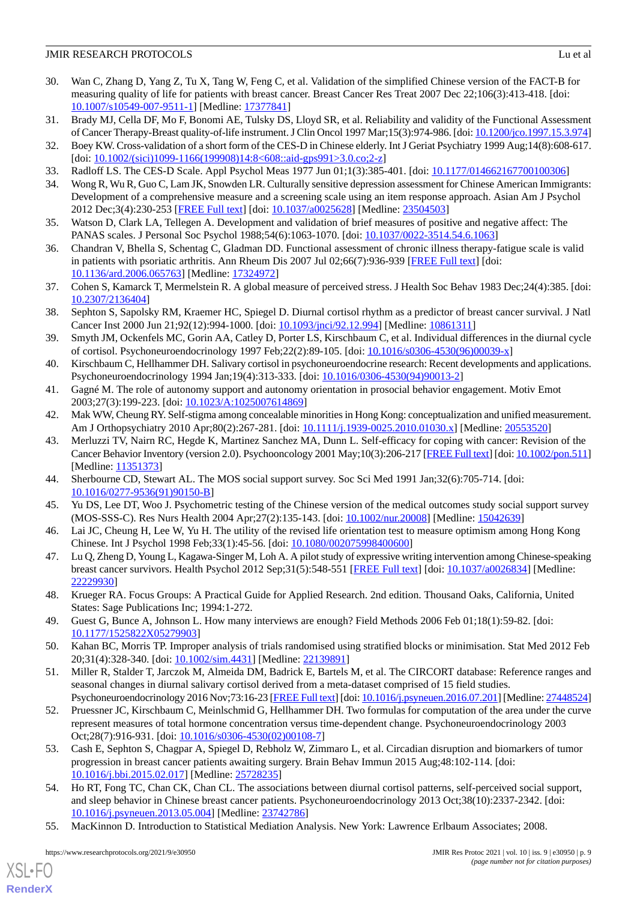30. Wan C, Zhang D, Yang Z, Tu X, Tang W, Feng C, et al. Validation of the simplified Chinese version of the FACT-B for measuring quality of life for patients with breast cancer. Breast Cancer Res Treat 2007 Dec 22;106(3):413-418. [doi: 10.1007/s10549-007-9511-1] [Medline: 17377841]
31. Brady MJ, Cella DF, Mo F, Bonomi AE, Tulsky DS, Lloyd SR, et al. Reliability and validity of the Functional Assessment of Cancer Therapy-Breast quality-of-life instrument. J Clin Oncol 1997 Mar;15(3):974-986. [doi: 10.1200/jco.1997.15.3.974]
32. Boey KW. Cross-validation of a short form of the CES-D in Chinese elderly. Int J Geriat Psychiatry 1999 Aug;14(8):608-617. [doi: 10.1002/(sici)1099-1166(199908)14:8<608::aid-gps991>3.0.co;2-z]
33. Radloff LS. The CES-D Scale. Appl Psychol Meas 1977 Jun 01;1(3):385-401. [doi: 10.1177/014662167700100306]
34. Wong R, Wu R, Guo C, Lam JK, Snowden LR. Culturally sensitive depression assessment for Chinese American Immigrants: Development of a comprehensive measure and a screening scale using an item response approach. Asian Am J Psychol 2012 Dec;3(4):230-253 [FREE Full text] [doi: 10.1037/a0025628] [Medline: 23504503]
35. Watson D, Clark LA, Tellegen A. Development and validation of brief measures of positive and negative affect: The PANAS scales. J Personal Soc Psychol 1988;54(6):1063-1070. [doi: 10.1037/0022-3514.54.6.1063]
36. Chandran V, Bhella S, Schentag C, Gladman DD. Functional assessment of chronic illness therapy-fatigue scale is valid in patients with psoriatic arthritis. Ann Rheum Dis 2007 Jul 02;66(7):936-939 [FREE Full text] [doi: 10.1136/ard.2006.065763] [Medline: 17324972]
37. Cohen S, Kamarck T, Mermelstein R. A global measure of perceived stress. J Health Soc Behav 1983 Dec;24(4):385. [doi: 10.2307/2136404]
38. Sephton S, Sapolsky RM, Kraemer HC, Spiegel D. Diurnal cortisol rhythm as a predictor of breast cancer survival. J Natl Cancer Inst 2000 Jun 21;92(12):994-1000. [doi: 10.1093/jnci/92.12.994] [Medline: 10861311]
39. Smyth JM, Ockenfels MC, Gorin AA, Catley D, Porter LS, Kirschbaum C, et al. Individual differences in the diurnal cycle of cortisol. Psychoneuroendocrinology 1997 Feb;22(2):89-105. [doi: 10.1016/s0306-4530(96)00039-x]
40. Kirschbaum C, Hellhammer DH. Salivary cortisol in psychoneuroendocrine research: Recent developments and applications. Psychoneuroendocrinology 1994 Jan;19(4):313-333. [doi: 10.1016/0306-4530(94)90013-2]
41. Gagné M. The role of autonomy support and autonomy orientation in prosocial behavior engagement. Motiv Emot 2003;27(3):199-223. [doi: 10.1023/A:1025007614869]
42. Mak WW, Cheung RY. Self-stigma among concealable minorities in Hong Kong: conceptualization and unified measurement. Am J Orthopsychiatry 2010 Apr;80(2):267-281. [doi: 10.1111/j.1939-0025.2010.01030.x] [Medline: 20553520]
43. Merluzzi TV, Nairn RC, Hegde K, Martinez Sanchez MA, Dunn L. Self-efficacy for coping with cancer: Revision of the Cancer Behavior Inventory (version 2.0). Psychooncology 2001 May;10(3):206-217 [FREE Full text] [doi: 10.1002/pon.511] [Medline: 11351373]
44. Sherbourne CD, Stewart AL. The MOS social support survey. Soc Sci Med 1991 Jan;32(6):705-714. [doi: 10.1016/0277-9536(91)90150-B]
45. Yu DS, Lee DT, Woo J. Psychometric testing of the Chinese version of the medical outcomes study social support survey (MOS-SSS-C). Res Nurs Health 2004 Apr;27(2):135-143. [doi: 10.1002/nur.20008] [Medline: 15042639]
46. Lai JC, Cheung H, Lee W, Yu H. The utility of the revised life orientation test to measure optimism among Hong Kong Chinese. Int J Psychol 1998 Feb;33(1):45-56. [doi: 10.1080/002075998400600]
47. Lu Q, Zheng D, Young L, Kagawa-Singer M, Loh A. A pilot study of expressive writing intervention among Chinese-speaking breast cancer survivors. Health Psychol 2012 Sep;31(5):548-551 [FREE Full text] [doi: 10.1037/a0026834] [Medline: 22229930]
48. Krueger RA. Focus Groups: A Practical Guide for Applied Research. 2nd edition. Thousand Oaks, California, United States: Sage Publications Inc; 1994:1-272.
49. Guest G, Bunce A, Johnson L. How many interviews are enough? Field Methods 2006 Feb 01;18(1):59-82. [doi: 10.1177/1525822X05279903]
50. Kahan BC, Morris TP. Improper analysis of trials randomised using stratified blocks or minimisation. Stat Med 2012 Feb 20;31(4):328-340. [doi: 10.1002/sim.4431] [Medline: 22139891]
51. Miller R, Stalder T, Jarczok M, Almeida DM, Badrick E, Bartels M, et al. The CIRCORT database: Reference ranges and seasonal changes in diurnal salivary cortisol derived from a meta-dataset comprised of 15 field studies. Psychoneuroendocrinology 2016 Nov;73:16-23 [FREE Full text] [doi: 10.1016/j.psyneuen.2016.07.201] [Medline: 27448524]
52. Pruessner JC, Kirschbaum C, Meinlschmid G, Hellhammer DH. Two formulas for computation of the area under the curve represent measures of total hormone concentration versus time-dependent change. Psychoneuroendocrinology 2003 Oct;28(7):916-931. [doi: 10.1016/s0306-4530(02)00108-7]
53. Cash E, Sephton S, Chagpar A, Spiegel D, Rebholz W, Zimmaro L, et al. Circadian disruption and biomarkers of tumor progression in breast cancer patients awaiting surgery. Brain Behav Immun 2015 Aug;48:102-114. [doi: 10.1016/j.bbi.2015.02.017] [Medline: 25728235]
54. Ho RT, Fong TC, Chan CK, Chan CL. The associations between diurnal cortisol patterns, self-perceived social support, and sleep behavior in Chinese breast cancer patients. Psychoneuroendocrinology 2013 Oct;38(10):2337-2342. [doi: 10.1016/j.psyneuen.2013.05.004] [Medline: 23742786]
55. MacKinnon D. Introduction to Statistical Mediation Analysis. New York: Lawrence Erlbaum Associates; 2008.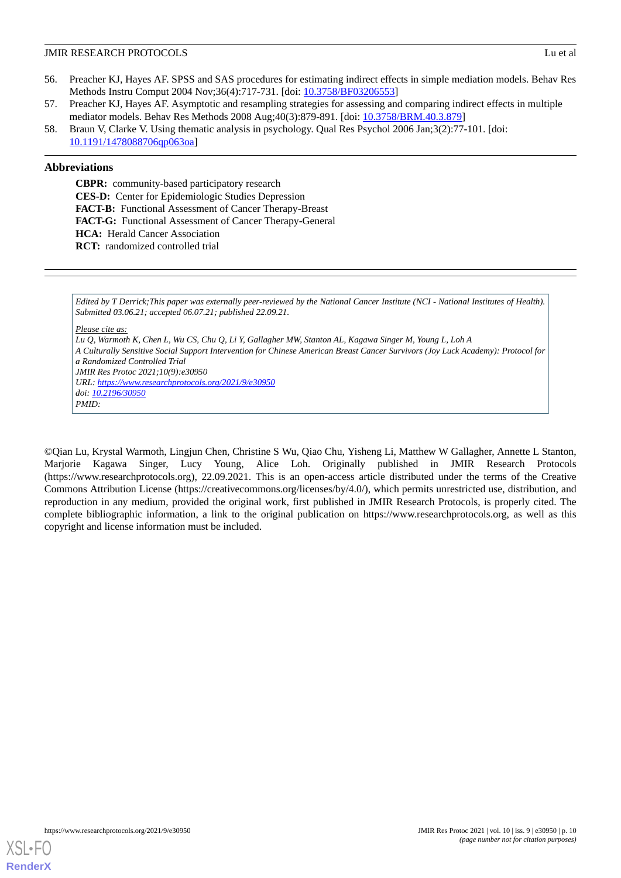56. Preacher KJ, Hayes AF. SPSS and SAS procedures for estimating indirect effects in simple mediation models. Behav Res Methods Instru Comput 2004 Nov;36(4):717-731. [doi: 10.3758/BF03206553]
57. Preacher KJ, Hayes AF. Asymptotic and resampling strategies for assessing and comparing indirect effects in multiple mediator models. Behav Res Methods 2008 Aug;40(3):879-891. [doi: 10.3758/BRM.40.3.879]
58. Braun V, Clarke V. Using thematic analysis in psychology. Qual Res Psychol 2006 Jan;3(2):77-101. [doi: 10.1191/1478088706qp063oa]

## Abbreviations

**CBPR:** community-based participatory research
**CES-D:** Center for Epidemiologic Studies Depression
**FACT-B:** Functional Assessment of Cancer Therapy-Breast
**FACT-G:** Functional Assessment of Cancer Therapy-General
**HCA:** Herald Cancer Association
**RCT:** randomized controlled trial

*Edited by T Derrick;This paper was externally peer-reviewed by the National Cancer Institute (NCI - National Institutes of Health). Submitted 03.06.21; accepted 06.07.21; published 22.09.21.*

*Please cite as:*
*Lu Q, Warmoth K, Chen L, Wu CS, Chu Q, Li Y, Gallagher MW, Stanton AL, Kagawa Singer M, Young L, Loh A*
*A Culturally Sensitive Social Support Intervention for Chinese American Breast Cancer Survivors (Joy Luck Academy): Protocol for a Randomized Controlled Trial*
*JMIR Res Protoc 2021;10(9):e30950*
*URL: https://www.researchprotocols.org/2021/9/e30950*
*doi: 10.2196/30950*
*PMID:*

©Qian Lu, Krystal Warmoth, Lingjun Chen, Christine S Wu, Qiao Chu, Yisheng Li, Matthew W Gallagher, Annette L Stanton, Marjorie Kagawa Singer, Lucy Young, Alice Loh. Originally published in JMIR Research Protocols (https://www.researchprotocols.org), 22.09.2021. This is an open-access article distributed under the terms of the Creative Commons Attribution License (https://creativecommons.org/licenses/by/4.0/), which permits unrestricted use, distribution, and reproduction in any medium, provided the original work, first published in JMIR Research Protocols, is properly cited. The complete bibliographic information, a link to the original publication on https://www.researchprotocols.org, as well as this copyright and license information must be included.